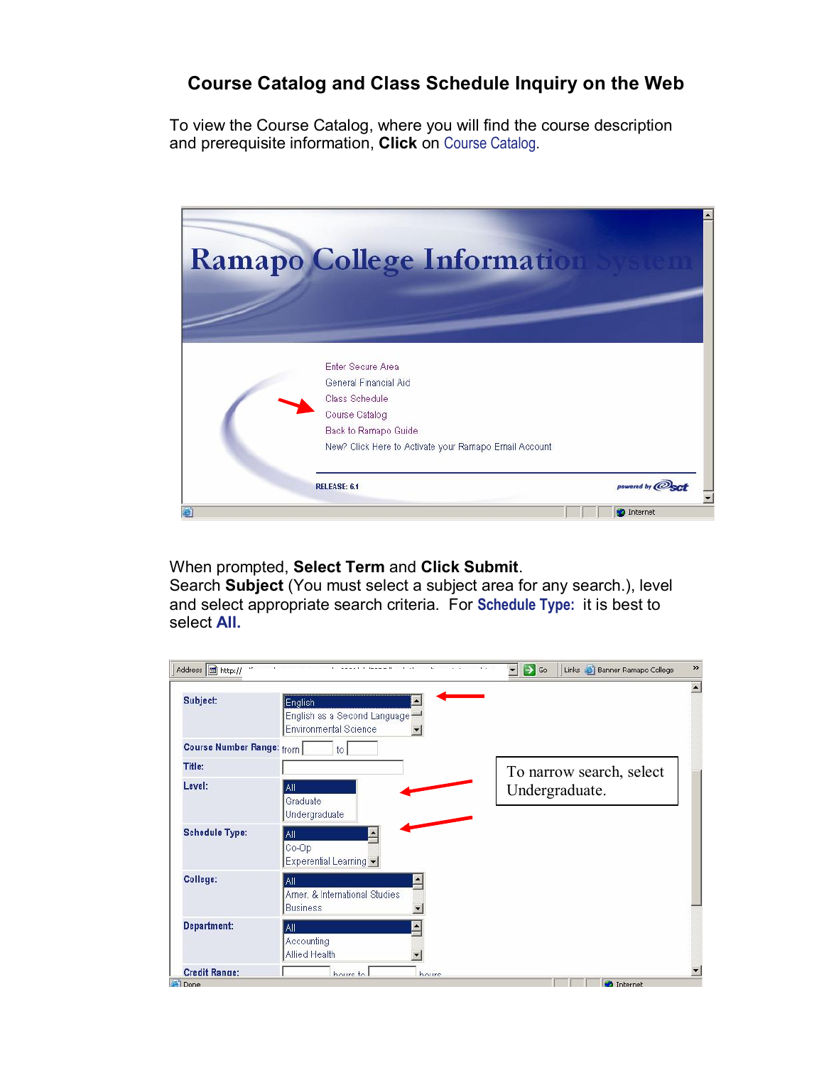# Course Catalog and Class Schedule Inquiry on the Web

To view the Course Catalog, where you will find the course description and prerequisite information, **Click** on Course Catalog.

When prompted, **Select Term** and **Click Submit**.
Search **Subject** (You must select a subject area for any search.), level and select appropriate search criteria. For **Schedule Type:** it is best to select **All.**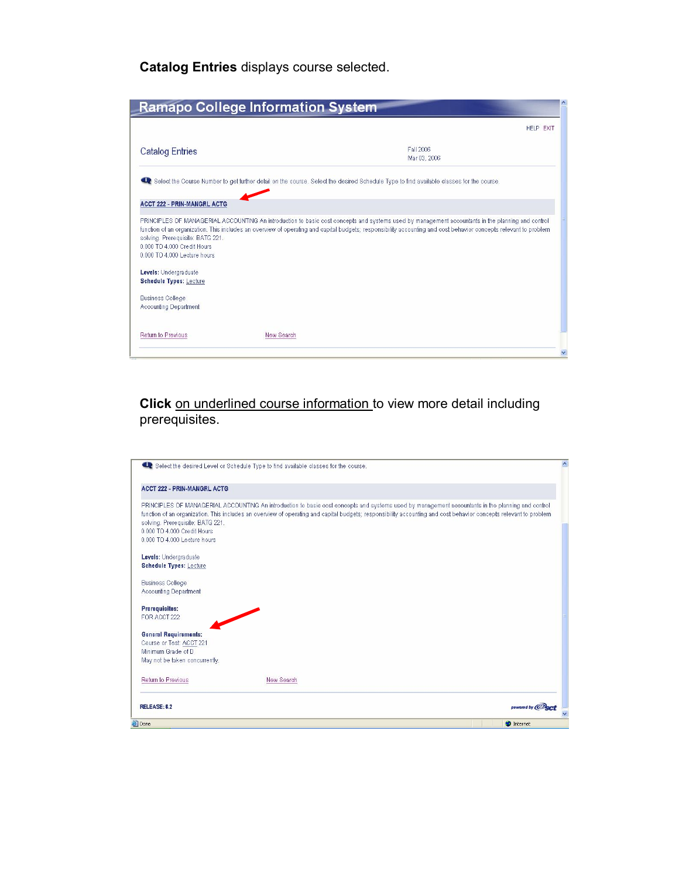**Catalog Entries** displays course selected.

Ramapo College Information System

HELP EXIT

Catalog Entries

Fall 2006
Mar 03, 2006

Select the Course Number to get further detail on the course. Select the desired Schedule Type to find available classes for the course.

ACCT 222 - PRIN-MANGRL ACTG

PRINCIPLES OF MANAGERIAL ACCOUNTING An introduction to basic cost concepts and systems used by management accountants in the planning and control function of an organization. This includes an overview of operating and capital budgets, responsibility accounting and cost behavior concepts relevant to problem solving. Prerequisite: BATG 221.
0.000 TO 4.000 Credit Hours
0.000 TO 4.000 Lecture hours

**Levels:** Undergraduate
**Schedule Types:** Lecture

Business College
Accounting Department

Return to Previous    New Search

**Click** on underlined course information to view more detail including prerequisites.

Select the desired Level or Schedule Type to find available classes for the course.

ACCT 222 - PRIN-MANGRL ACTG

PRINCIPLES OF MANAGERIAL ACCOUNTING An introduction to basic cost concepts and systems used by management accountants in the planning and control function of an organization. This includes an overview of operating and capital budgets, responsibility accounting and cost behavior concepts relevant to problem solving. Prerequisite: BATG 221.
0.000 TO 4.000 Credit Hours
0.000 TO 4.000 Lecture hours

**Levels:** Undergraduate
**Schedule Types:** Lecture

Business College
Accounting Department

**Prerequisites:**
FOR ACCT 222

**General Requirements:**
Course or Test: ACCT 221
Minimum Grade of D
May not be taken concurrently.

Return to Previous    New Search

RELEASE: 6.2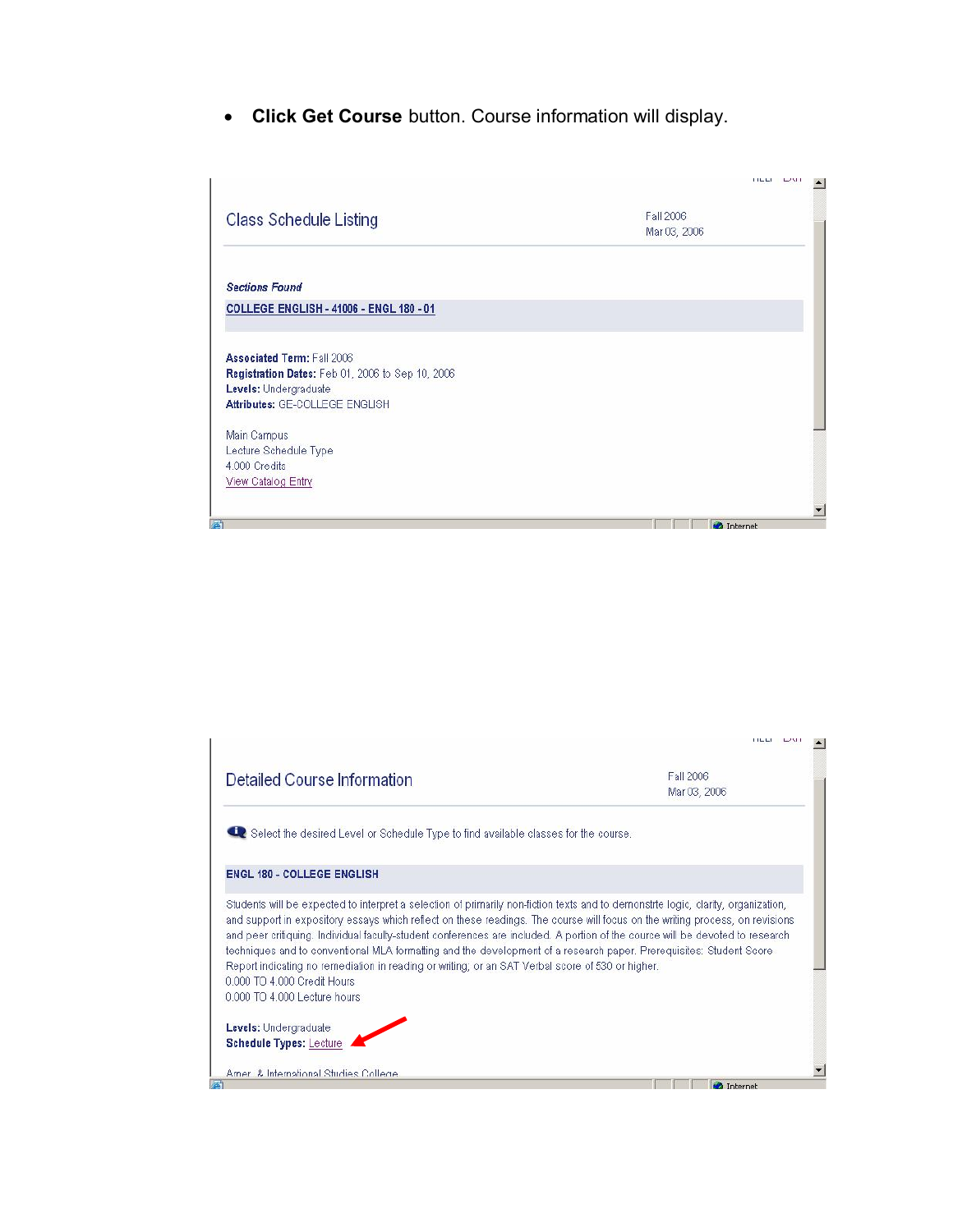- **Click Get Course** button. Course information will display.

Class Schedule Listing

Fall 2006
Mar 03, 2006

*Sections Found*

COLLEGE ENGLISH - 41006 - ENGL 180 - 01

**Associated Term:** Fall 2006
**Registration Dates:** Feb 01, 2006 to Sep 10, 2006
**Levels:** Undergraduate
**Attributes:** GE-COLLEGE ENGLISH

Main Campus
Lecture Schedule Type
4.000 Credits
View Catalog Entry

Detailed Course Information

Fall 2006
Mar 03, 2006

Select the desired Level or Schedule Type to find available classes for the course.

**ENGL 180 - COLLEGE ENGLISH**

Students will be expected to interpret a selection of primarily non-fiction texts and to demonstrte logic, clarity, organization, and support in expository essays which reflect on these readings. The course will focus on the writing process, on revisions and peer critiquing. Individual faculty-student conferences are included. A portion of the course will be devoted to research techniques and to conventional MLA formatting and the development of a research paper. Prerequisites: Student Score Report indicating no remediation in reading or writing, or an SAT Verbal score of 530 or higher.
0.000 TO 4.000 Credit Hours
0.000 TO 4.000 Lecture hours

**Levels:** Undergraduate
**Schedule Types:** Lecture

Amer. & International Studies College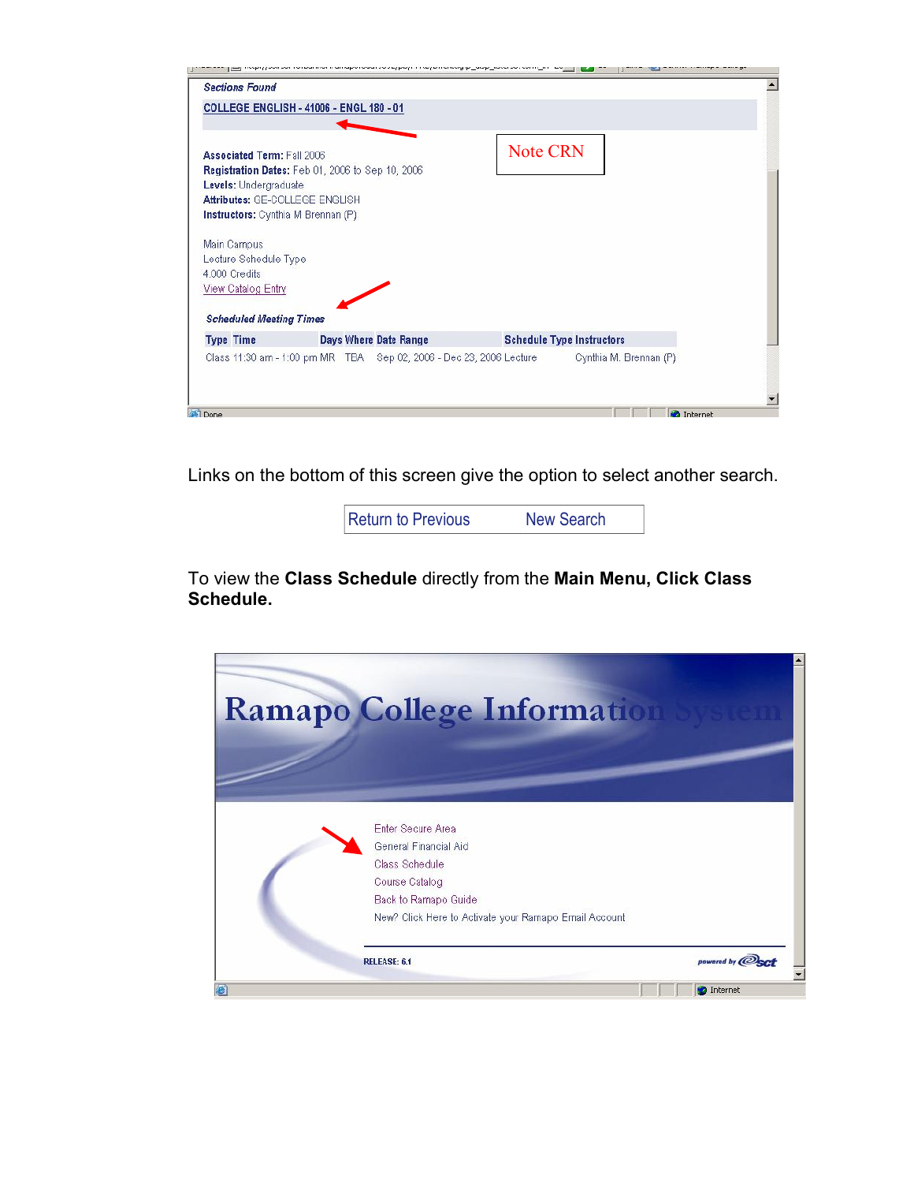Sections Found

COLLEGE ENGLISH - 41006 - ENGL 180 - 01

Note CRN

**Associated Term:** Fall 2006
**Registration Dates:** Feb 01, 2006 to Sep 10, 2006
**Levels:** Undergraduate
**Attributes:** GE-COLLEGE ENGLISH
**Instructors:** Cynthia M Brennan (P)

Main Campus
Lecture Schedule Type
4.000 Credits
View Catalog Entry

*Scheduled Meeting Times*

| Type | Time | Days | Where | Date Range | Schedule Type | Instructors |
|---|---|---|---|---|---|---|
| Class | 11:30 am - 1:00 pm | MR | TBA | Sep 02, 2006 - Dec 23, 2006 | Lecture | Cynthia M. Brennan (P) |

Links on the bottom of this screen give the option to select another search.

Return to Previous    New Search

To view the **Class Schedule** directly from the **Main Menu, Click Class Schedule.**

Ramapo College Information System

Enter Secure Area
General Financial Aid
Class Schedule
Course Catalog
Back to Ramapo Guide
New? Click Here to Activate your Ramapo Email Account

RELEASE: 6.1

powered by sct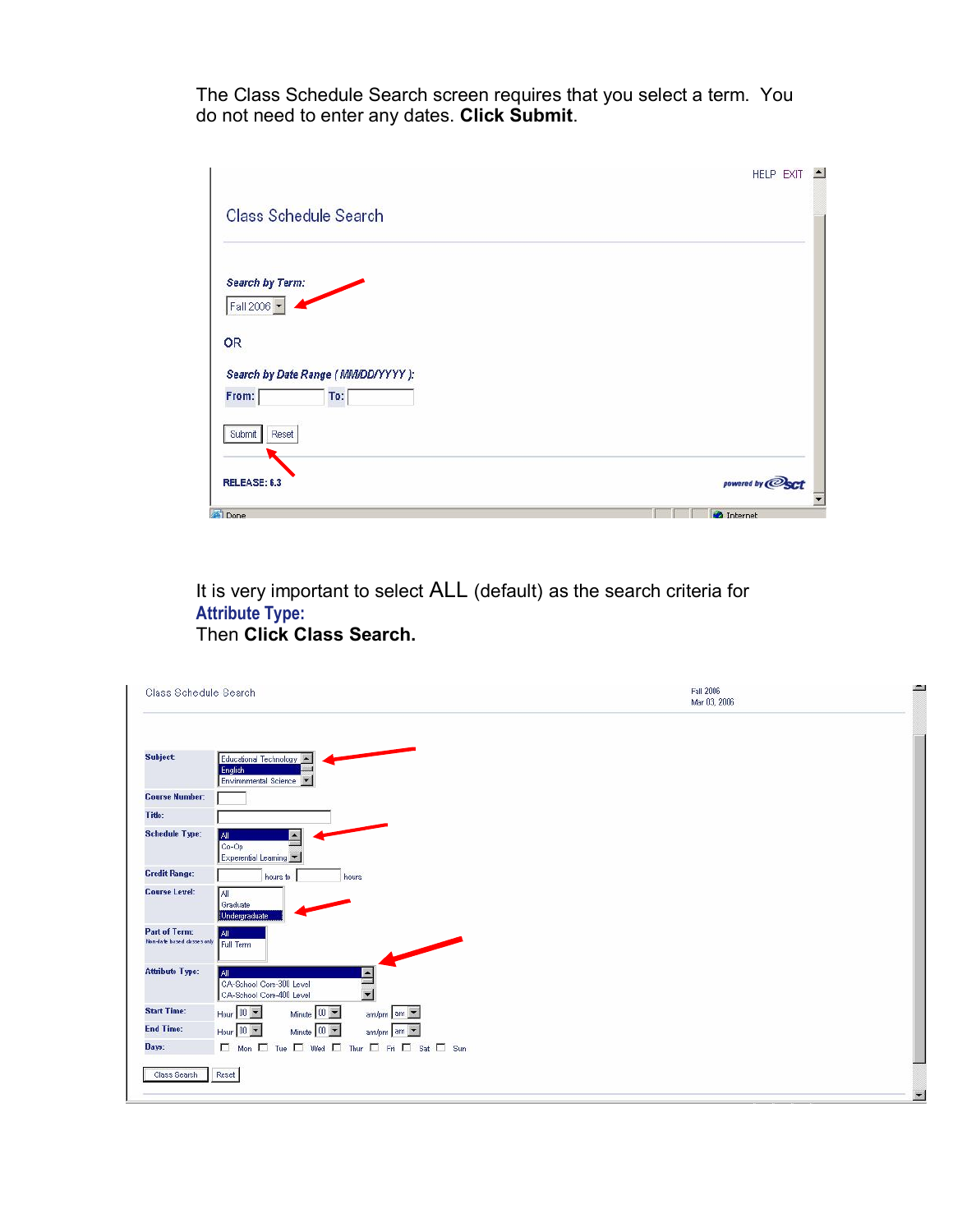The Class Schedule Search screen requires that you select a term. You do not need to enter any dates. **Click Submit**.

HELP EXIT

Class Schedule Search

*Search by Term:*

Fall 2006

OR

*Search by Date Range ( MM/DD/YYYY ):*

From: To:

Submit Reset

RELEASE: 6.3

powered by sct

It is very important to select ALL (default) as the search criteria for **Attribute Type:**
Then **Click Class Search.**

Class Schedule Search

Fall 2006
Mar 03, 2006

| | |
|---|---|
| **Subject:** | Educational Technology / English / Environmental Science |
| **Course Number:** | |
| **Title:** | |
| **Schedule Type:** | All / Co-Op / Experiential Learning |
| **Credit Range:** | hours to hours |
| **Course Level:** | All / Graduate / Undergraduate |
| **Part of Term:** Non-date based classes only | All / Full Term |
| **Attribute Type:** | All / CA-School Core-300 Level / CA-School Core-400 Level |
| **Start Time:** | Hour 00 Minute 00 am/pm am |
| **End Time:** | Hour 00 Minute 00 am/pm am |
| **Days:** | Mon Tue Wed Thur Fri Sat Sun |

Class Search Reset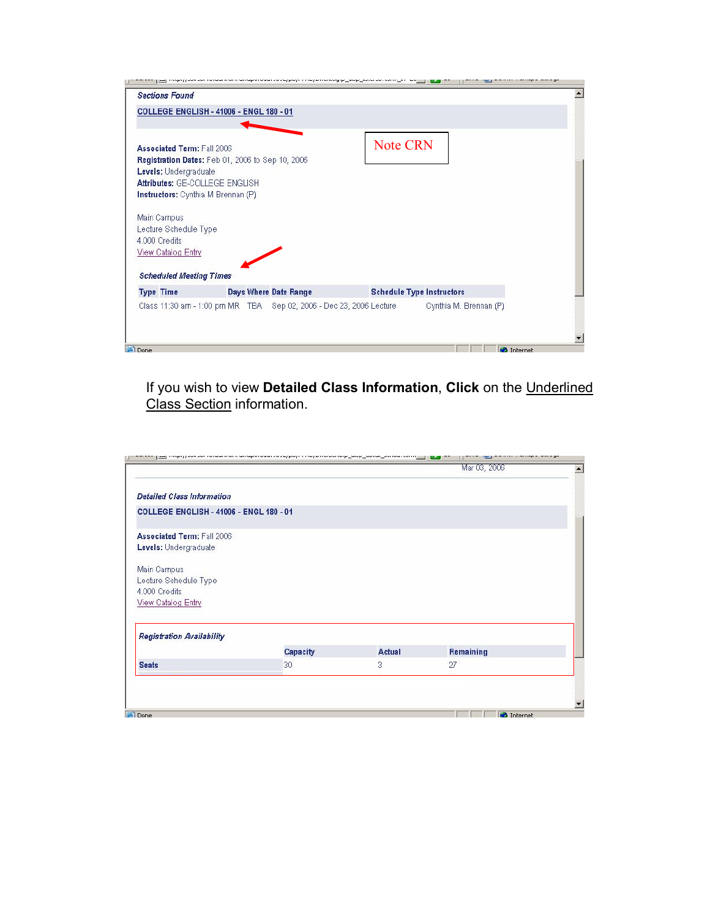*Sections Found*

COLLEGE ENGLISH - 41006 - ENGL 180 - 01

Note CRN

**Associated Term:** Fall 2006
**Registration Dates:** Feb 01, 2006 to Sep 10, 2006
**Levels:** Undergraduate
**Attributes:** GE-COLLEGE ENGLISH
**Instructors:** Cynthia M Brennan (P)

Main Campus
Lecture Schedule Type
4.000 Credits
View Catalog Entry

*Scheduled Meeting Times*

| Type | Time | Days | Where | Date Range | Schedule Type | Instructors |
|---|---|---|---|---|---|---|
| Class | 11:30 am - 1:00 pm | MR | TEA | Sep 02, 2006 - Dec 23, 2006 | Lecture | Cynthia M. Brennan (P) |

If you wish to view **Detailed Class Information**, **Click** on the Underlined Class Section information.

Mar 03, 2006

*Detailed Class Information*

COLLEGE ENGLISH - 41006 - ENGL 180 - 01

**Associated Term:** Fall 2006
**Levels:** Undergraduate

Main Campus
Lecture Schedule Type
4.000 Credits
View Catalog Entry

*Registration Availability*

| | Capacity | Actual | Remaining |
|---|---|---|---|
| Seats | 30 | 3 | 27 |